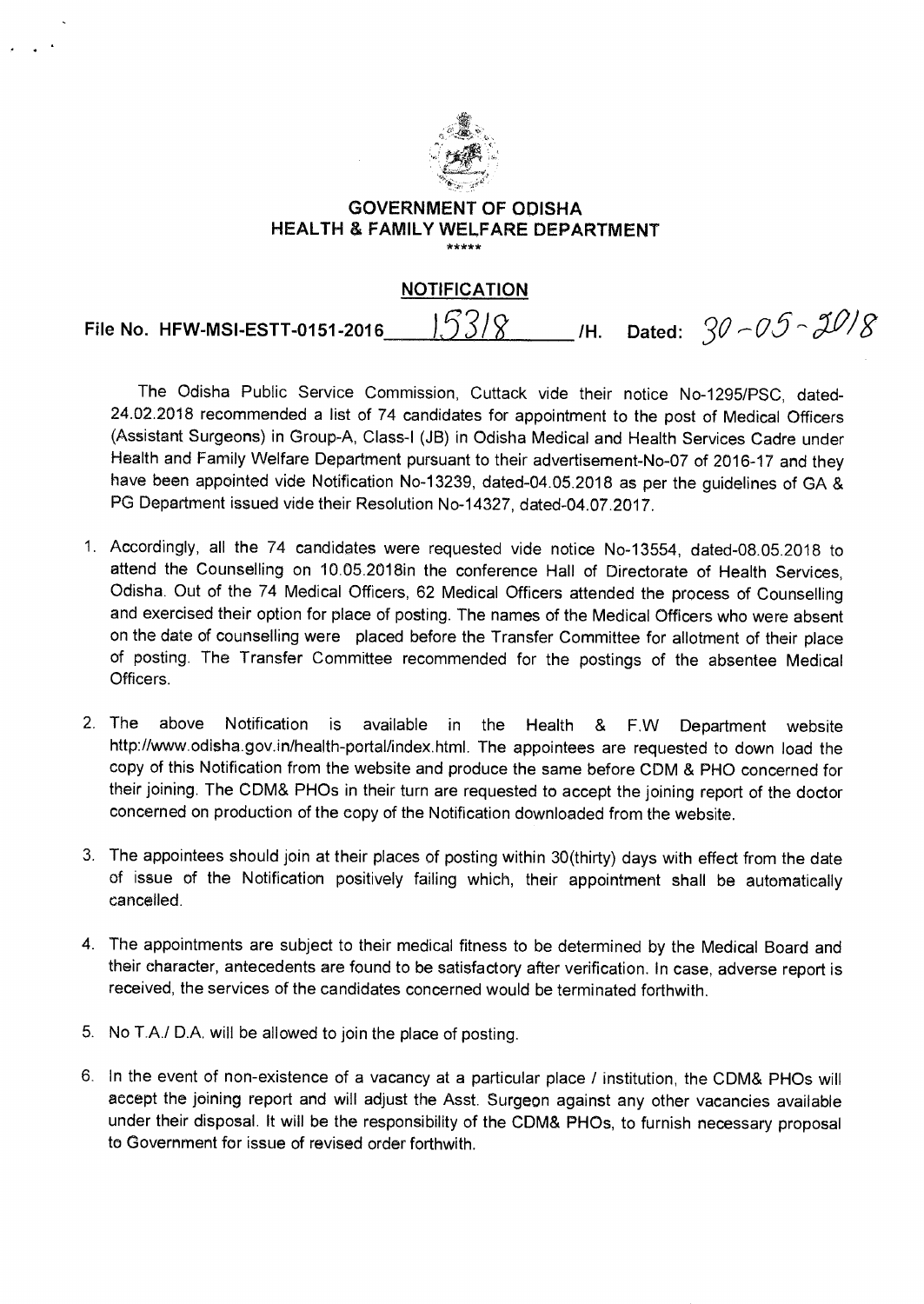# GOVERNMENT OF ODISHA
## HEALTH & FAMILY WELFARE DEPARTMENT

\*\*\*\*\*

### NOTIFICATION

File No. HFW-MSI-ESTT-0151-2016 15318 /H. Dated: 30-05-2018

The Odisha Public Service Commission, Cuttack vide their notice No-1295/PSC, dated-24.02.2018 recommended a list of 74 candidates for appointment to the post of Medical Officers (Assistant Surgeons) in Group-A, Class-I (JB) in Odisha Medical and Health Services Cadre under Health and Family Welfare Department pursuant to their advertisement-No-07 of 2016-17 and they have been appointed vide Notification No-13239, dated-04.05.2018 as per the guidelines of GA & PG Department issued vide their Resolution No-14327, dated-04.07.2017.

1. Accordingly, all the 74 candidates were requested vide notice No-13554, dated-08.05.2018 to attend the Counselling on 10.05.2018in the conference Hall of Directorate of Health Services, Odisha. Out of the 74 Medical Officers, 62 Medical Officers attended the process of Counselling and exercised their option for place of posting. The names of the Medical Officers who were absent on the date of counselling were placed before the Transfer Committee for allotment of their place of posting. The Transfer Committee recommended for the postings of the absentee Medical Officers.

2. The above Notification is available in the Health & F.W Department website http://www.odisha.gov.in/health-portal/index.html. The appointees are requested to down load the copy of this Notification from the website and produce the same before CDM & PHO concerned for their joining. The CDM& PHOs in their turn are requested to accept the joining report of the doctor concerned on production of the copy of the Notification downloaded from the website.

3. The appointees should join at their places of posting within 30(thirty) days with effect from the date of issue of the Notification positively failing which, their appointment shall be automatically cancelled.

4. The appointments are subject to their medical fitness to be determined by the Medical Board and their character, antecedents are found to be satisfactory after verification. In case, adverse report is received, the services of the candidates concerned would be terminated forthwith.

5. No T.A./ D.A. will be allowed to join the place of posting.

6. In the event of non-existence of a vacancy at a particular place / institution, the CDM& PHOs will accept the joining report and will adjust the Asst. Surgeon against any other vacancies available under their disposal. It will be the responsibility of the CDM& PHOs, to furnish necessary proposal to Government for issue of revised order forthwith.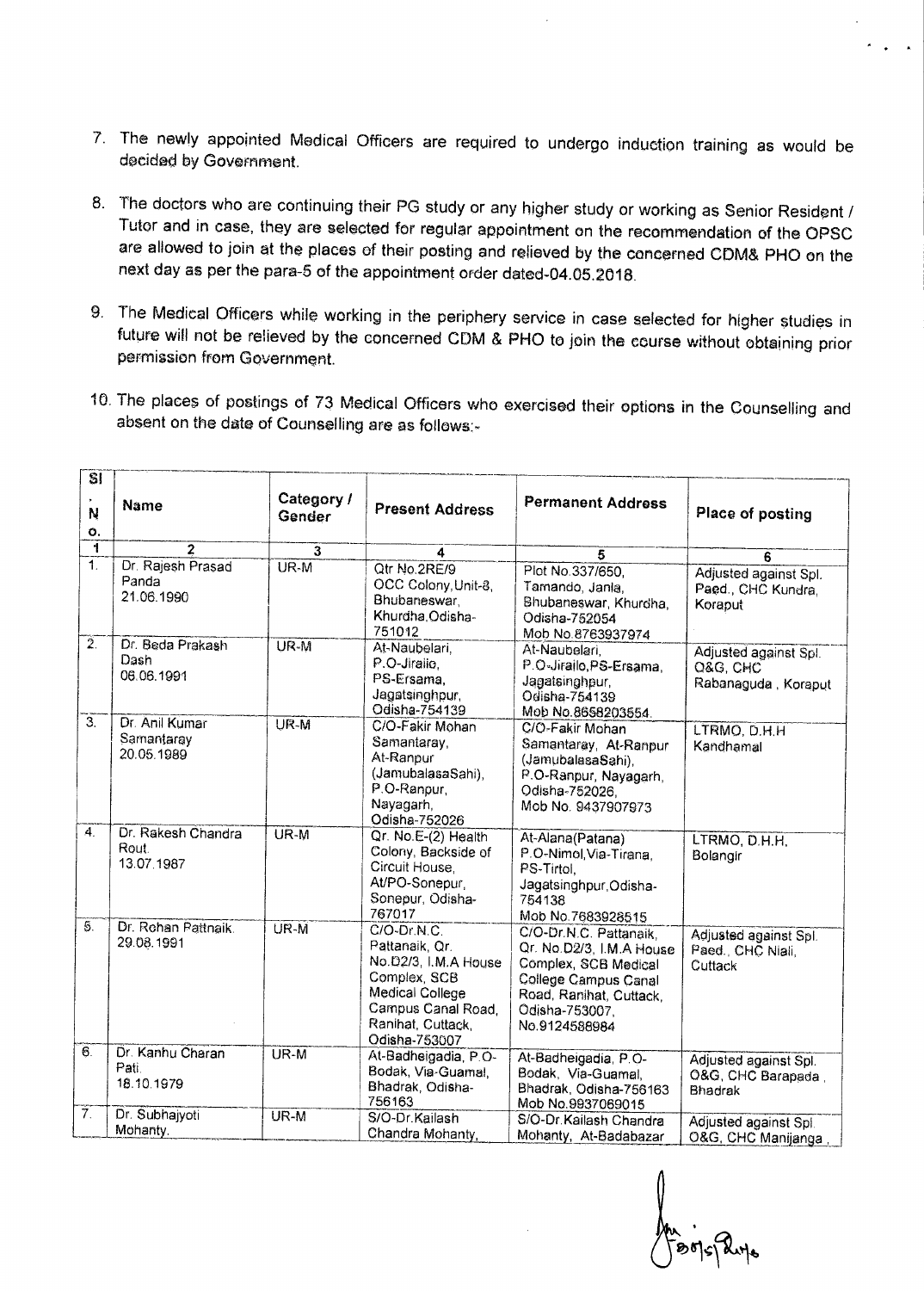7. The newly appointed Medical Officers are required to undergo induction training as would be decided by Government.

8. The doctors who are continuing their PG study or any higher study or working as Senior Resident / Tutor and in case, they are selected for regular appointment on the recommendation of the OPSC are allowed to join at the places of their posting and relieved by the concerned CDM& PHO on the next day as per the para-5 of the appointment order dated-04.05.2018.

9. The Medical Officers while working in the periphery service in case selected for higher studies in future will not be relieved by the concerned CDM & PHO to join the course without obtaining prior permission from Government.

10. The places of postings of 73 Medical Officers who exercised their options in the Counselling and absent on the date of Counselling are as follows:-

| Sl. No. | Name | Category / Gender | Present Address | Permanent Address | Place of posting |
|---|---|---|---|---|---|
| 1 | 2 | 3 | 4 | 5 | 6 |
| 1. | Dr. Rajesh Prasad Panda 21.06.1990 | UR-M | Qtr No.2RE/9 OCC Colony,Unit-8, Bhubaneswar, Khurdha,Odisha-751012 | Plot No.337/650, Tamando, Janla, Bhubaneswar, Khurdha, Odisha-752054 Mob No.8763937974 | Adjusted against Spl. Paed., CHC Kundra, Koraput |
| 2. | Dr. Beda Prakash Dash 06.06.1991 | UR-M | At-Naubelari, P.O-Jirailo, PS-Ersama, Jagatsinghpur, Odisha-754139 | At-Naubelari, P.O-Jirailo,PS-Ersama, Jagatsinghpur, Odisha-754139 Mob No.8658203554 | Adjusted against Spl. O&G, CHC Rabanaguda , Koraput |
| 3. | Dr. Anil Kumar Samantaray 20.05.1989 | UR-M | C/O-Fakir Mohan Samantaray, At-Ranpur (JamubalasaSahi), P.O-Ranpur, Nayagarh, Odisha-752026 | C/O-Fakir Mohan Samantaray, At-Ranpur (JamubalasaSahi), P.O-Ranpur, Nayagarh, Odisha-752026, Mob No. 9437907973 | LTRMO, D.H.H Kandhamal |
| 4. | Dr. Rakesh Chandra Rout 13.07.1987 | UR-M | Qr. No.E-(2) Health Colony, Backside of Circuit House, At/PO-Sonepur, Sonepur, Odisha-767017 | At-Alana(Patana) P.O-Nimol,Via-Tirana, PS-Tirtol, Jagatsinghpur,Odisha-754138 Mob No.7683928515 | LTRMO, D.H.H, Bolangir |
| 5. | Dr. Rohan Pattnaik 29.08.1991 | UR-M | C/O-Dr.N.C. Pattanaik, Qr. No.D2/3, I.M.A House Complex, SCB Medical College Campus Canal Road, Ranihat, Cuttack, Odisha-753007 | C/O-Dr.N.C. Pattanaik, Qr. No.D2/3, I.M.A House Complex, SCB Medical College Campus Canal Road, Ranihat, Cuttack, Odisha-753007, No.9124588984 | Adjusted against Spl. Paed., CHC Niali, Cuttack |
| 6. | Dr. Kanhu Charan Pati 18.10.1979 | UR-M | At-Badheigadia, P.O-Bodak, Via-Guamal, Bhadrak, Odisha-756163 | At-Badheigadia, P.O-Bodak, Via-Guamal, Bhadrak, Odisha-756163 Mob No.9937069015 | Adjusted against Spl. O&G, CHC Barapada , Bhadrak |
| 7. | Dr. Subhajyoti Mohanty | UR-M | S/O-Dr.Kailash Chandra Mohanty, | S/O-Dr.Kailash Chandra Mohanty, At-Badabazar | Adjusted against Spl. O&G, CHC Manijanga , |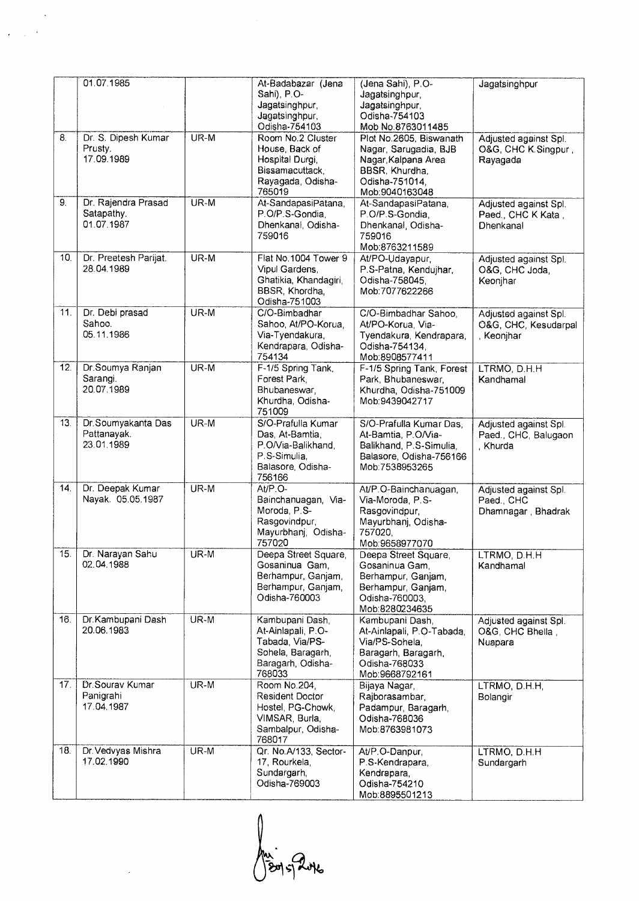|  | 01.07.1985 |  | At-Badabazar (Jena Sahi), P.O-Jagatsinghpur, Jagatsinghpur, Odisha-754103 | (Jena Sahi), P.O-Jagatsinghpur, Jagatsinghpur, Odisha-754103 Mob No.8763011485 | Jagatsinghpur |
|---|---|---|---|---|---|
| 8. | Dr. S. Dipesh Kumar Prusty. 17.09.1989 | UR-M | Room No.2 Cluster House, Back of Hospital Durgi, Bissamacuttack, Rayagada, Odisha-765019 | Plot No.2605, Biswanath Nagar, Sarugadia, BJB Nagar,Kalpana Area BBSR, Khurdha, Odisha-751014, Mob:9040163048 | Adjusted against Spl. O&G, CHC K.Singpur , Rayagada |
| 9. | Dr. Rajendra Prasad Satapathy. 01.07.1987 | UR-M | At-SandapasiPatana, P.O/P.S-Gondia, Dhenkanal, Odisha-759016 | At-SandapasiPatana, P.O/P.S-Gondia, Dhenkanal, Odisha-759016 Mob:8763211589 | Adjusted against Spl. Paed., CHC K Kata , Dhenkanal |
| 10. | Dr. Preetesh Parijat. 28.04.1989 | UR-M | Flat No.1004 Tower 9 Vipul Gardens, Ghatikia, Khandagiri, BBSR, Khordha, Odisha-751003 | At/PO-Udayapur, P.S-Patna, Kendujhar, Odisha-758045, Mob:7077622266 | Adjusted against Spl. O&G, CHC Joda, Keonjhar |
| 11. | Dr. Debi prasad Sahoo. 05.11.1986 | UR-M | C/O-Bimbadhar Sahoo, At/PO-Korua, Via-Tyendakura, Kendrapara, Odisha-754134 | C/O-Bimbadhar Sahoo, At/PO-Korua, Via-Tyendakura, Kendrapara, Odisha-754134, Mob:8908577411 | Adjusted against Spl. O&G, CHC, Kesudarpal , Keonjhar |
| 12. | Dr.Soumya Ranjan Sarangi. 20.07.1989 | UR-M | F-1/5 Spring Tank, Forest Park, Bhubaneswar, Khurdha, Odisha-751009 | F-1/5 Spring Tank, Forest Park, Bhubaneswar, Khurdha, Odisha-751009 Mob:9439042717 | LTRMO, D.H.H Kandhamal |
| 13. | Dr.Soumyakanta Das Pattanayak. 23.01.1989 | UR-M | S/O-Prafulla Kumar Das, At-Bamtia, P.O/Via-Balikhand, P.S-Simulia, Balasore, Odisha-756166 | S/O-Prafulla Kumar Das, At-Bamtia, P.O/Via-Balikhand, P.S-Simulia, Balasore, Odisha-756166 Mob:7538953265 | Adjusted against Spl. Paed., CHC, Balugaon , Khurda |
| 14. | Dr. Deepak Kumar Nayak. 05.05.1987 | UR-M | At/P.O-Bainchanuagan, Via-Moroda, P.S-Rasgovindpur, Mayurbhanj, Odisha-757020 | At/P.O-Bainchanuagan, Via-Moroda, P.S-Rasgovindpur, Mayurbhanj, Odisha-757020, Mob:9658977070 | Adjusted against Spl. Paed., CHC Dhamnagar , Bhadrak |
| 15. | Dr. Narayan Sahu 02.04.1988 | UR-M | Deepa Street Square, Gosaninua Gam, Berhampur, Ganjam, Berhampur, Ganjam, Odisha-760003 | Deepa Street Square, Gosaninua Gam, Berhampur, Ganjam, Berhampur, Ganjam, Odisha-760003, Mob:8280234635 | LTRMO, D.H.H Kandhamal |
| 16. | Dr.Kambupani Dash 20.06.1983 | UR-M | Kambupani Dash, At-Ainlapali, P.O-Tabada, Via/PS-Sohela, Baragarh, Baragarh, Odisha-768033 | Kambupani Dash, At-Ainlapali, P.O-Tabada, Via/PS-Sohela, Baragarh, Baragarh, Odisha-768033 Mob:9668792161 | Adjusted against Spl. O&G, CHC Bhella , Nuapara |
| 17. | Dr.Sourav Kumar Panigrahi 17.04.1987 | UR-M | Room No.204, Resident Doctor Hostel, PG-Chowk, VIMSAR, Burla, Sambalpur, Odisha-768017 | Bijaya Nagar, Rajborasambar, Padampur, Baragarh, Odisha-768036 Mob:8763981073 | LTRMO, D.H.H, Bolangir |
| 18. | Dr.Vedvyas Mishra 17.02.1990 | UR-M | Qr. No.A/133, Sector-17, Rourkela, Sundargarh, Odisha-769003 | At/P.O-Danpur, P.S-Kendrapara, Kendrapara, Odisha-754210 Mob:8895501213 | LTRMO, D.H.H Sundargarh |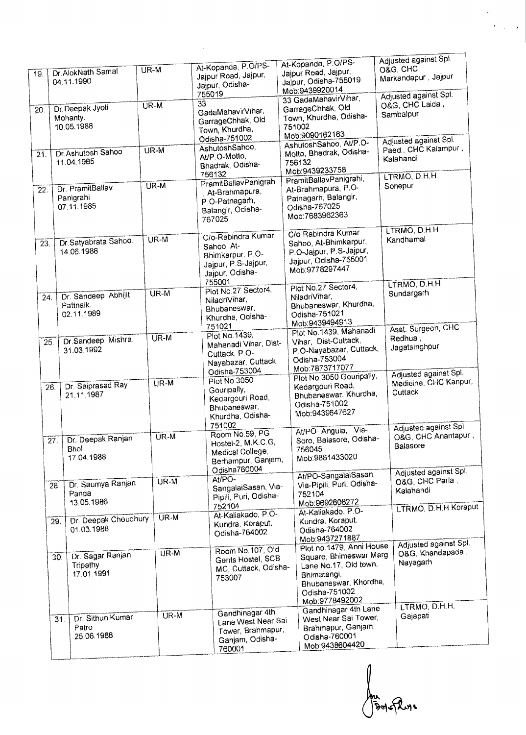| 19. | Dr.AlokNath Samal 04.11.1990 | UR-M | At-Kopanda, P.O/PS-Jajpur Road, Jajpur, Jajpur, Odisha-755019 | At-Kopanda, P.O/PS-Jajpur Road, Jajpur, Jajpur, Odisha-755019 Mob:9439920014 | Adjusted against Spl. O&G, CHC Markandapur , Jajpur |
|---|---|---|---|---|---|
| 20. | Dr.Deepak Jyoti Mohanty. 10.05.1988 | UR-M | 33 GadaMahavirVihar, GarrageChhak, Old Town, Khurdha, Odisha-751002 | 33 GadaMahavirVihar, GarrageChhak, Old Town, Khurdha, Odisha-751002 Mob:9090162163 | Adjusted against Spl. O&G, CHC Laida , Sambalpur |
| 21. | Dr.Ashutosh Sahoo 11.04.1985 | UR-M | AshutoshSahoo, At/P.O-Motto, Bhadrak, Odisha-756132 | AshutoshSahoo, At/P.O-Motto, Bhadrak, Odisha-756132 Mob:9439233758 | Adjusted against Spl. Paed., CHC Kalampur , Kalahandi |
| 22. | Dr. PramitBallav Panigrahi 07.11.1985 | UR-M | PramitBallavPanigrahi, At-Brahmapura, P.O-Patnagarh, Balangir, Odisha-767025 | PramitBallavPanigrahi, At-Brahmapura, P.O-Patnagarh, Balangir, Odisha-767025 Mob:7683962363 | LTRMO, D.H.H Sonepur |
| 23. | Dr.Satyabrata Sahoo. 14.06.1988 | UR-M | C/o-Rabindra Kumar Sahoo, At-Bhimkarpur, P.O-Jajpur, P.S-Jajpur, Jajpur, Odisha-755001 | C/o-Rabindra Kumar Sahoo, At-Bhimkarpur, P.O-Jajpur, P.S-Jajpur, Jajpur, Odisha-755001 Mob:9778297447 | LTRMO, D.H.H Kandhamal |
| 24. | Dr. Sandeep Abhijit Pattnaik. 02.11.1989 | UR-M | Plot No.27 Sector4, NiladriVihar, Bhubaneswar, Khurdha, Odisha-751021 | Plot No.27 Sector4, NiladriVihar, Bhubaneswar, Khurdha, Odisha-751021 Mob:9439494913 | LTRMO, D.H.H Sundargarh |
| 25. | Dr.Sandeep Mishra. 31.03.1992 | UR-M | Plot No.1439, Mahanadi Vihar, Dist-Cuttack, P.O-Nayabazar, Cuttack, Odisha-753004 | Plot No.1439, Mahanadi Vihar, Dist-Cuttack, P.O-Nayabazar, Cuttack, Odisha-753004 Mob:7873717077 | Asst. Surgeon, CHC Redhua , Jagatsinghpur |
| 26. | Dr. Saiprasad Ray 21.11.1987 | UR-M | Plot No.3050 Gouripally, Kedargouri Road, Bhubaneswar, Khurdha, Odisha-751002 | Plot No.3050 Gouripally, Kedargouri Road, Bhubaneswar, Khurdha, Odisha-751002 Mob:9439647627 | Adjusted against Spl. Medicine, CHC Kanpur, Cuttack |
| 27. | Dr. Deepak Ranjan Bhol 17.04.1988 | UR-M | Room No.59, PG Hostel-2, M.K.C.G, Medical College, Berhampur, Ganjam, Odisha760004 | At/PO- Angula, Via-Soro, Balasore, Odisha-756045 Mob:9861433020 | Adjusted against Spl. O&G, CHC Anantapur , Balasore |
| 28. | Dr. Saumya Ranjan Panda 13.05.1986 | UR-M | At/PO-SangalaiSasan, Via-Pipili, Puri, Odisha-752104 | At/PO-SangalaiSasan, Via-Pipili, Puri, Odisha-752104 Mob:9692606272 | Adjusted against Spl. O&G, CHC Parla , Kalahandi |
| 29. | Dr. Deepak Choudhury 01.03.1988 | UR-M | At-Kaliakado, P.O-Kundra, Koraput, Odisha-764002 | At-Kaliakado, P.O-Kundra, Koraput, Odisha-764002 Mob:9437271887 | LTRMO, D.H.H Koraput |
| 30. | Dr. Sagar Ranjan Tripathy 17.01.1991 | UR-M | Room No.107, Old Gents Hostel, SCB MC, Cuttack, Odisha-753007 | Plot no.1479, Anni House Square, Bhimeswar Marg Lane No.17, Old town, Bhimatangi, Bhubaneswar, Khordha, Odisha-751002 Mob:9778492002 | Adjusted against Spl. O&G, Khandapada , Nayagarh |
| 31. | Dr. Sithun Kumar Patro 25.06.1988 | UR-M | Gandhinagar 4th Lane West Near Sai Tower, Brahmapur, Ganjam, Odisha-760001 | Gandhinagar 4th Lane West Near Sai Tower, Brahmapur, Ganjam, Odisha-760001 Mob:9438604420 | LTRMO, D.H.H, Gajapati |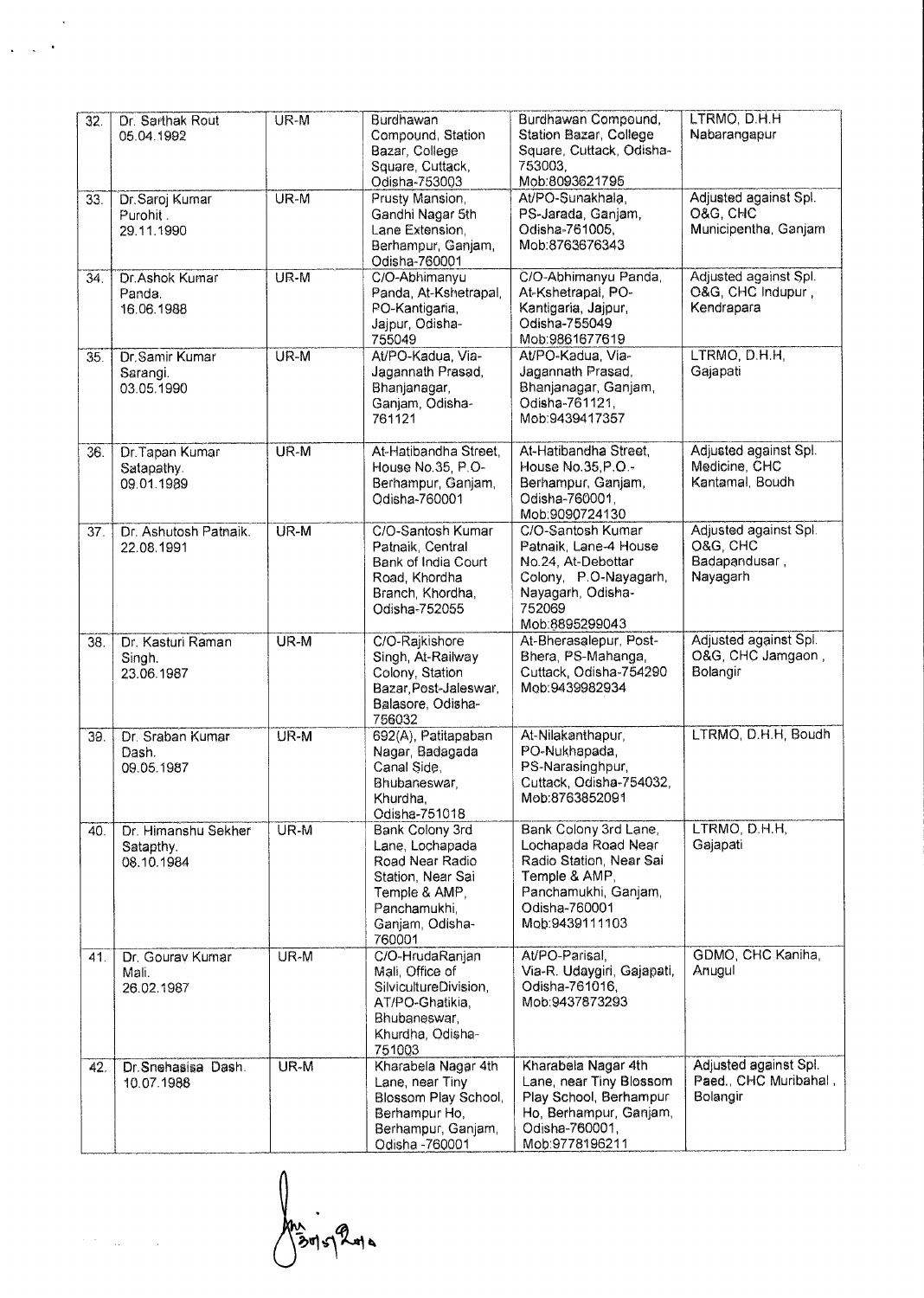| 32. | Dr. Sarthak Rout 05.04.1992 | UR-M | Burdhawan Compound, Station Bazar, College Square, Cuttack, Odisha-753003 | Burdhawan Compound, Station Bazar, College Square, Cuttack, Odisha-753003, Mob:8093621795 | LTRMO, D.H.H Nabarangapur |
|---|---|---|---|---|---|
| 33. | Dr.Saroj Kumar Purohit. 29.11.1990 | UR-M | Prusty Mansion, Gandhi Nagar 5th Lane Extension, Berhampur, Ganjam, Odisha-760001 | At/PO-Sunakhala, PS-Jarada, Ganjam, Odisha-761005, Mob:8763676343 | Adjusted against Spl. O&G, CHC Municipentha, Ganjam |
| 34. | Dr.Ashok Kumar Panda. 16.06.1988 | UR-M | C/O-Abhimanyu Panda, At-Kshetrapal, PO-Kantigaria, Jajpur, Odisha-755049 | C/O-Abhimanyu Panda, At-Kshetrapal, PO-Kantigaria, Jajpur, Odisha-755049 Mob:9861677619 | Adjusted against Spl. O&G, CHC Indupur, Kendrapara |
| 35. | Dr.Samir Kumar Sarangi. 03.05.1990 | UR-M | At/PO-Kadua, Via-Jagannath Prasad, Bhanjanagar, Ganjam, Odisha-761121 | At/PO-Kadua, Via-Jagannath Prasad, Bhanjanagar, Ganjam, Odisha-761121, Mob:9439417357 | LTRMO, D.H.H, Gajapati |
| 36. | Dr.Tapan Kumar Satapathy. 09.01.1989 | UR-M | At-Hatibandha Street, House No.35, P.O-Berhampur, Ganjam, Odisha-760001 | At-Hatibandha Street, House No.35,P.O.-Berhampur, Ganjam, Odisha-760001, Mob:9090724130 | Adjusted against Spl. Medicine, CHC Kantamal, Boudh |
| 37. | Dr. Ashutosh Patnaik. 22.08.1991 | UR-M | C/O-Santosh Kumar Patnaik, Central Bank of India Court Road, Khordha Branch, Khordha, Odisha-752055 | C/O-Santosh Kumar Patnaik, Lane-4 House No.24, At-Debottar Colony, P.O-Nayagarh, Nayagarh, Odisha-752069 Mob:8895299043 | Adjusted against Spl. O&G, CHC Badapandusar, Nayagarh |
| 38. | Dr. Kasturi Raman Singh. 23.06.1987 | UR-M | C/O-Rajkishore Singh, At-Railway Colony, Station Bazar,Post-Jaleswar, Balasore, Odisha-756032 | At-Bherasalepur, Post-Bhera, PS-Mahanga, Cuttack, Odisha-754290 Mob:9439982934 | Adjusted against Spl. O&G, CHC Jamgaon, Bolangir |
| 39. | Dr. Sraban Kumar Dash. 09.05.1987 | UR-M | 692(A), Patitapaban Nagar, Badagada Canal Side, Bhubaneswar, Khurdha, Odisha-751018 | At-Nilakanthapur, PO-Nukhapada, PS-Narasinghpur, Cuttack, Odisha-754032, Mob:8763852091 | LTRMO, D.H.H, Boudh |
| 40. | Dr. Himanshu Sekher Satapthy. 08.10.1984 | UR-M | Bank Colony 3rd Lane, Lochapada Road Near Radio Station, Near Sai Temple & AMP, Panchamukhi, Ganjam, Odisha-760001 | Bank Colony 3rd Lane, Lochapada Road Near Radio Station, Near Sai Temple & AMP, Panchamukhi, Ganjam, Odisha-760001 Mob:9439111103 | LTRMO, D.H.H, Gajapati |
| 41. | Dr. Gourav Kumar Mali. 26.02.1987 | UR-M | C/O-HrudaRanjan Mali, Office of SilvicultureDivision, AT/PO-Ghatikia, Bhubaneswar, Khurdha, Odisha-751003 | At/PO-Parisal, Via-R. Udaygiri, Gajapati, Odisha-761016, Mob:9437873293 | GDMO, CHC Kaniha, Anugul |
| 42. | Dr.Snehasisa Dash. 10.07.1988 | UR-M | Kharabela Nagar 4th Lane, near Tiny Blossom Play School, Berhampur Ho, Berhampur, Ganjam, Odisha -760001 | Kharabela Nagar 4th Lane, near Tiny Blossom Play School, Berhampur Ho, Berhampur, Ganjam, Odisha-760001, Mob:9778196211 | Adjusted against Spl. Paed., CHC Muribahal, Bolangir |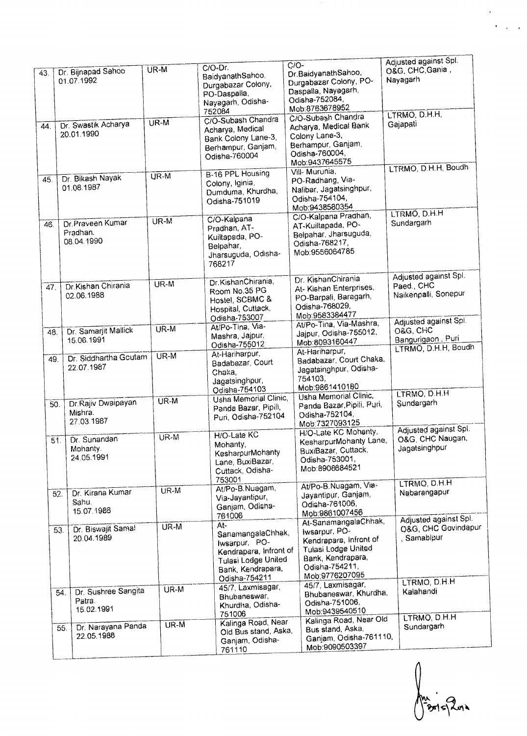| 43. | Dr. Bijnapad Sahoo 01.07.1992 | UR-M | C/O-Dr. BaidyanathSahoo, Durgabazar Colony, PO-Daspalla, Nayagarh, Odisha-752084 | C/O-Dr.BaidyanathSahoo, Durgabazar Colony, PO-Daspalla, Nayagarh, Odisha-752084, Mob:8763678952 | Adjusted against Spl. O&G, CHC,Gania , Nayagarh |
|---|---|---|---|---|---|
| 44. | Dr. Swastik Acharya 20.01.1990 | UR-M | C/O-Subash Chandra Acharya, Medical Bank Colony Lane-3, Berhampur, Ganjam, Odisha-760004 | C/O-Subash Chandra Acharya, Medical Bank Colony Lane-3, Berhampur, Ganjam, Odisha-760004, Mob:9437645575 | LTRMO, D.H.H, Gajapati |
| 45. | Dr. Bikash Nayak 01.08.1987 | UR-M | B-16 PPL Housing Colony, Iginia, Dumduma, Khurdha, Odisha-751019 | Vill- Murunia, PO-Radhang, Via-Nalibar, Jagatsinghpur, Odisha-754104, Mob:9438580354 | LTRMO, D.H.H, Boudh |
| 46. | Dr.Praveen Kumar Pradhan. 08.04.1990 | UR-M | C/O-Kalpana Pradhan, AT-Kuiltapada, PO-Belpahar, Jharsuguda, Odisha-768217 | C/O-Kalpana Pradhan, AT-Kuiltapada, PO-Belpahar, Jharsuguda, Odisha-768217, Mob:9556064785 | LTRMO, D.H.H Sundargarh |
| 47. | Dr.Kishan Chirania 02.06.1988 | UR-M | Dr.KishanChirania, Room No.35 PG Hostel, SCBMC & Hospital, Cuttack, Odisha-753007 | Dr. KishanChirania At- Kishan Enterprises, PO-Barpali, Baragarh, Odisha-768029, Mob:9583384477 | Adjusted against Spl. Paed., CHC Naikenpalli, Sonepur |
| 48. | Dr. Samarjit Mallick 15.06.1991 | UR-M | At/Po-Tina, Via-Mashra, Jajpur, Odisha-755012 | At/Po-Tina, Via-Mashra, Jajpur, Odisha-755012, Mob:8093160447 | Adjusted against Spl. O&G, CHC Bangurigaon , Puri |
| 49. | Dr. Siddhartha Goutam 22.07.1987 | UR-M | At-Hariharpur, Badabazar, Court Chaka, Jagatsinghpur, Odisha-754103 | At-Hariharpur, Badabazar, Court Chaka, Jagatsinghpur, Odisha-754103, Mob:9861410180 | LTRMO, D.H.H, Boudh |
| 50. | Dr.Rajiv Dwaipayan Mishra. 27.03.1987 | UR-M | Usha Memorial Clinic, Panda Bazar, Pipili, Puri, Odisha-752104 | Usha Memorial Clinic, Panda Bazar,Pipili, Puri, Odisha-752104, Mob:7327093125 | LTRMO, D.H.H Sundargarh |
| 51. | Dr. Sunandan Mohanty. 24.05.1991 | UR-M | H/O-Late KC Mohanty, KesharpurMohanty Lane, BuxiBazar, Cuttack, Odisha-753001 | H/O-Late KC Mohanty, KesharpurMohanty Lane, BuxiBazar, Cuttack, Odisha-753001, Mob:8908684521 | Adjusted against Spl. O&G, CHC Naugan, Jagatsinghpur |
| 52. | Dr. Kirana Kumar Sahu. 15.07.1986 | UR-M | At/Po-B.Nuagam, Via-Jayantipur, Ganjam, Odisha-761006 | At/Po-B.Nuagam, Via-Jayantipur, Ganjam, Odisha-761006, Mob:9861007456 | LTRMO, D.H.H Nabarangapur |
| 53. | Dr. Biswajit Samal 20.04.1989 | UR-M | At-SanamangalaChhak, Iwsarpur, PO-Kendrapara, Infront of Tulasi Lodge United Bank, Kendrapara, Odisha-754211 | At-SanamangalaChhak, Iwsarpur, PO-Kendrapara, Infront of Tulasi Lodge United Bank, Kendrapara, Odisha-754211, Mob:9776207095 | Adjusted against Spl. O&G, CHC Govindapur , Sambalpur |
| 54. | Dr. Sushree Sangita Patra. 15.02.1991 | UR-M | 45/7, Laxmisagar, Bhubaneswar, Khurdha, Odisha-751006 | 45/7, Laxmisagar, Bhubaneswar, Khurdha, Odisha-751006, Mob:9439540510 | LTRMO, D.H.H Kalahandi |
| 55. | Dr. Narayana Panda 22.05.1988 | UR-M | Kalinga Road, Near Old Bus stand, Aska, Ganjam, Odisha-761110 | Kalinga Road, Near Old Bus stand, Aska, Ganjam, Odisha-761110, Mob:9090503397 | LTRMO, D.H.H Sundargarh |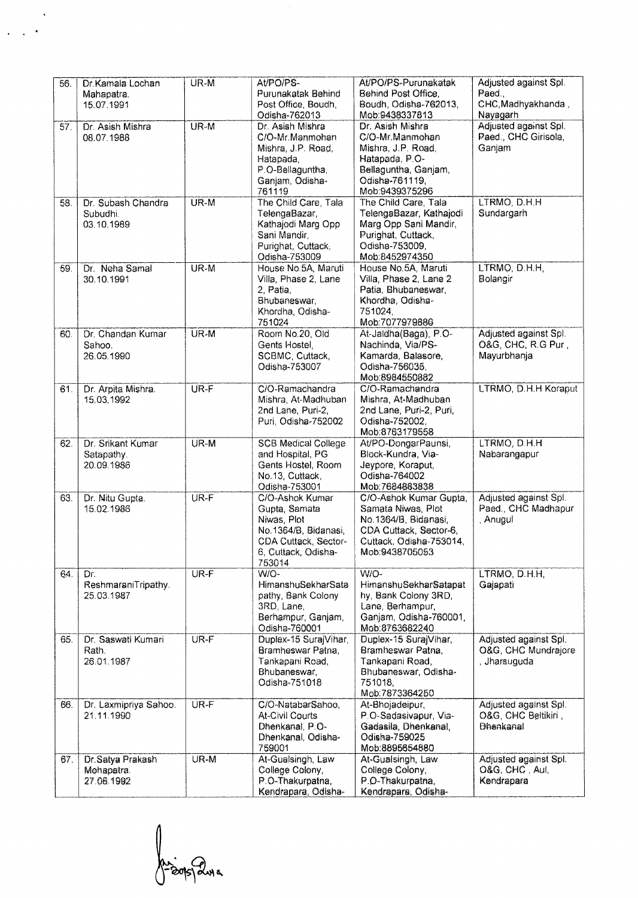| 56. | Dr.Kamala Lochan Mahapatra. 15.07.1991 | UR-M | At/PO/PS-Purunakatak Behind Post Office, Boudh, Odisha-762013 | At/PO/PS-Purunakatak Behind Post Office, Boudh, Odisha-762013, Mob:9438337813 | Adjusted against Spl. Paed., CHC,Madhyakhanda , Nayagarh |
|---|---|---|---|---|---|
| 57. | Dr. Asish Mishra 08.07.1988 | UR-M | Dr. Asish Mishra C/O-Mr.Manmohan Mishra, J.P. Road, Hatapada, P.O-Bellaguntha, Ganjam, Odisha-761119 | Dr. Asish Mishra C/O-Mr.Manmohan Mishra, J.P. Road, Hatapada, P.O-Bellaguntha, Ganjam, Odisha-761119, Mob:9439375296 | Adjusted against Spl. Paed., CHC Girisola, Ganjam |
| 58. | Dr. Subash Chandra Subudhi. 03.10.1989 | UR-M | The Child Care, Tala TelengaBazar, Kathajodi Marg Opp Sani Mandir, Purighat, Cuttack, Odisha-753009 | The Child Care, Tala TelengaBazar, Kathajodi Marg Opp Sani Mandir, Purighat, Cuttack, Odisha-753009, Mob:8452974350 | LTRMO, D.H.H Sundargarh |
| 59. | Dr. Neha Samal 30.10.1991 | UR-M | House No.5A, Maruti Villa, Phase 2, Lane 2, Patia, Bhubaneswar, Khordha, Odisha-751024 | House No.5A, Maruti Villa, Phase 2, Lane 2 Patia, Bhubaneswar, Khordha, Odisha-751024, Mob:7077979886 | LTRMO, D.H.H, Bolangir |
| 60. | Dr. Chandan Kumar Sahoo. 26.05.1990 | UR-M | Room No.20, Old Gents Hostel, SCBMC, Cuttack, Odisha-753007 | At-Jaldha(Baga), P.O-Nachinda, Via/PS-Kamarda, Balasore, Odisha-756035, Mob:8984550882 | Adjusted against Spl. O&G, CHC, R.G Pur , Mayurbhanja |
| 61. | Dr. Arpita Mishra. 15.03.1992 | UR-F | C/O-Ramachandra Mishra, At-Madhuban 2nd Lane, Puri-2, Puri, Odisha-752002 | C/O-Ramachandra Mishra, At-Madhuban 2nd Lane, Puri-2, Puri, Odisha-752002, Mob:8763179558 | LTRMO, D.H.H Koraput |
| 62. | Dr. Srikant Kumar Satapathy. 20.09.1986 | UR-M | SCB Medical College and Hospital, PG Gents Hostel, Room No.13, Cuttack, Odisha-753001 | At/PO-DongarPaunsi, Block-Kundra, Via-Jeypore, Koraput, Odisha-764002 Mob:7684883838 | LTRMO, D.H.H Nabarangapur |
| 63. | Dr. Nitu Gupta. 15.02.1986 | UR-F | C/O-Ashok Kumar Gupta, Samata Niwas, Plot No.1364/B, Bidanasi, CDA Cuttack, Sector-6, Cuttack, Odisha-753014 | C/O-Ashok Kumar Gupta, Samata Niwas, Plot No.1364/B, Bidanasi, CDA Cuttack, Sector-6, Cuttack, Odisha-753014, Mob:9438705053 | Adjusted against Spl. Paed., CHC Madhapur , Anugul |
| 64. | Dr. ReshmaraniTripathy. 25.03.1987 | UR-F | W/O-HimanshuSekharSatapathy, Bank Colony 3RD, Lane, Berhampur, Ganjam, Odisha-760001 | W/O-HimanshuSekharSatapathy, Bank Colony 3RD, Lane, Berhampur, Ganjam, Odisha-760001, Mob:8763682240 | LTRMO, D.H.H, Gajapati |
| 65. | Dr. Saswati Kumari Rath. 26.01.1987 | UR-F | Duplex-15 SurajVihar, Bramheswar Patna, Tankapani Road, Bhubaneswar, Odisha-751018 | Duplex-15 SurajVihar, Bramheswar Patna, Tankapani Road, Bhubaneswar, Odisha-751018, Mob:7873364250 | Adjusted against Spl. O&G, CHC Mundrajore , Jharsuguda |
| 66. | Dr. Laxmipriya Sahoo. 21.11.1990 | UR-F | C/O-NatabarSahoo, At-Civil Courts Dhenkanal, P.O-Dhenkanal, Odisha-759001 | At-Bhojadeipur, P.O-Sadasivapur, Via-Gadasila, Dhenkanal, Odisha-759025 Mob:8895654880 | Adjusted against Spl. O&G, CHC Beltikiri , Dhenkanal |
| 67. | Dr.Satya Prakash Mohapatra. 27.06.1992 | UR-M | At-Gualsingh, Law College Colony, P.O-Thakurpatna, Kendrapara, Odisha- | At-Gualsingh, Law College Colony, P.O-Thakurpatna, Kendrapara, Odisha- | Adjusted against Spl. O&G, CHC , Aul, Kendrapara |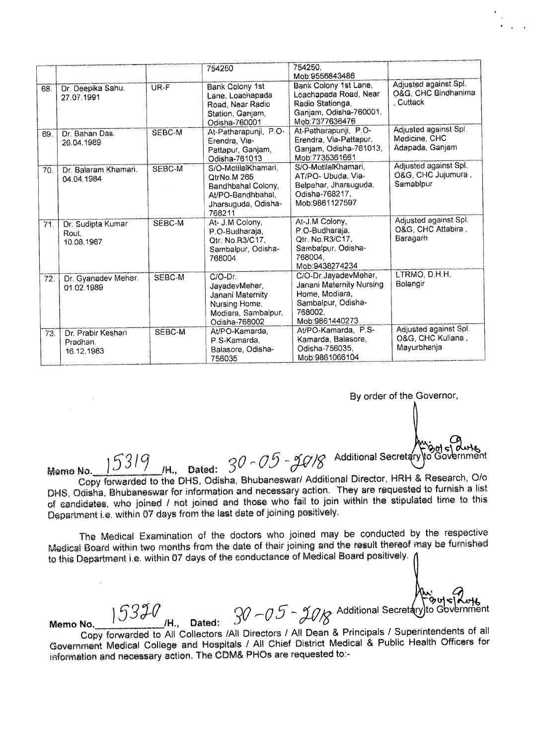|  |  |  | 754250 | 754250, Mob:9556843486 |  |
|---|---|---|---|---|---|
| 68. | Dr. Deepika Sahu. 27.07.1991 | UR-F | Bank Colony 1st Lane, Loachapada Road, Near Radio Station, Ganjam, Odisha-760001 | Bank Colony 1st Lane, Loachapada Road, Near Radio Stationga, Ganjam, Odisha-760001, Mob:7377636476 | Adjusted against Spl. O&G, CHC Bindhanima, Cuttack |
| 69. | Dr. Bahan Das. 26.04.1989 | SEBC-M | At-Patharapunji, P.O-Erendra, Via-Pattapur, Ganjam, Odisha-761013 | At-Patharapunji, P.O-Erendra, Via-Pattapur, Ganjam, Odisha-761013, Mob:7735361661 | Adjusted against Spl. Medicine, CHC Adapada, Ganjam |
| 70. | Dr. Balaram Khamari. 04.04.1984 | SEBC-M | S/O-MotilalKhamari, QtrNo.M 265 Bandhbahal Colony, At/PO-Bandhbahal, Jharsuguda, Odisha-768211 | S/O-MotilalKhamari, AT/PO- Ubuda, Via-Belpahar, Jharsuguda, Odisha-768217, Mob:9861127597 | Adjusted against Spl. O&G, CHC Jujumura, Samablpur |
| 71. | Dr. Sudipta Kumar Rout. 10.08.1987 | SEBC-M | At- J.M Colony, P.O-Budharaja, Qtr. No.R3/C17, Sambalpur, Odisha-768004 | At-J.M Colony, P.O-Budharaja, Qtr. No.R3/C17, Sambalpur, Odisha-768004, Mob:9438274234 | Adjusted against Spl. O&G, CHC Attabira, Baragarh |
| 72. | Dr. Gyanadev Meher. 01.02.1989 | SEBC-M | C/O-Dr. JayadevMeher, Janani Maternity Nursing Home, Modiara, Sambalpur, Odisha-768002 | C/O-Dr.JayadevMeher, Janani Maternity Nursing Home, Modiara, Sambalpur, Odisha-768002, Mob:9861440273 | LTRMO, D.H.H, Bolangir |
| 73. | Dr. Prabir Keshari Pradhan. 16.12.1983 | SEBC-M | At/PO-Kamarda, P.S-Kamarda, Balasore, Odisha-756035 | At/PO-Kamarda, P.S-Kamarda, Balasore, Odisha-756035, Mob:9861066104 | Adjusted against Spl. O&G, CHC Kuliana, Mayurbhanja |

By order of the Governor,

Additional Secretary to Government

Memo No. 15319 /H., Dated: 30-05-2018

Copy forwarded to the DHS, Odisha, Bhubaneswar/ Additional Director, HRH & Research, O/o DHS, Odisha, Bhubaneswar for information and necessary action. They are requested to furnish a list of candidates, who joined / not joined and those who fail to join within the stipulated time to this Department i.e. within 07 days from the last date of joining positively.

The Medical Examination of the doctors who joined may be conducted by the respective Medical Board within two months from the date of their joining and the result thereof may be furnished to this Department i.e. within 07 days of the conductance of Medical Board positively.

Additional Secretary to Government

Memo No. 15320 /H., Dated: 30-05-2018

Copy forwarded to All Collectors /All Directors / All Dean & Principals / Superintendents of all Government Medical College and Hospitals / All Chief District Medical & Public Health Officers for information and necessary action. The CDM& PHOs are requested to:-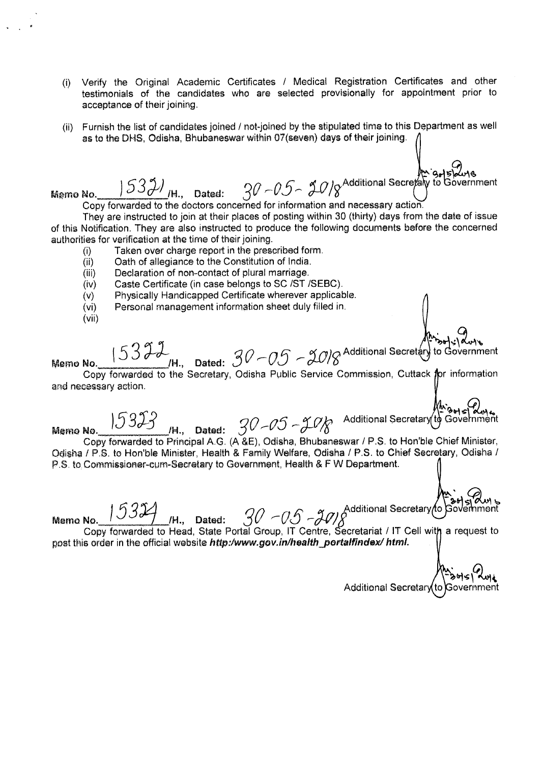(i) Verify the Original Academic Certificates / Medical Registration Certificates and other testimonials of the candidates who are selected provisionally for appointment prior to acceptance of their joining.

(ii) Furnish the list of candidates joined / not-joined by the stipulated time to this Department as well as to the DHS, Odisha, Bhubaneswar within 07(seven) days of their joining.

Additional Secretary to Government

Memo No. 15321 /H., Dated: 30-05-2018

Copy forwarded to the doctors concerned for information and necessary action.

They are instructed to join at their places of posting within 30 (thirty) days from the date of issue of this Notification. They are also instructed to produce the following documents before the concerned authorities for verification at the time of their joining.

(i) Taken over charge report in the prescribed form.
(ii) Oath of allegiance to the Constitution of India.
(iii) Declaration of non-contact of plural marriage.
(iv) Caste Certificate (in case belongs to SC /ST /SEBC).
(v) Physically Handicapped Certificate wherever applicable.
(vi) Personal management information sheet duly filled in.
(vii)

Additional Secretary to Government

Memo No. 15322 /H., Dated: 30-05-2018

Copy forwarded to the Secretary, Odisha Public Service Commission, Cuttack for information and necessary action.

Additional Secretary to Government

Memo No. 15323 /H., Dated: 30-05-2018

Copy forwarded to Principal A.G. (A &E), Odisha, Bhubaneswar / P.S. to Hon'ble Chief Minister, Odisha / P.S. to Hon'ble Minister, Health & Family Welfare, Odisha / P.S. to Chief Secretary, Odisha / P.S. to Commissioner-cum-Secretary to Government, Health & F W Department.

Additional Secretary to Government

Memo No. 15324 /H., Dated: 30-05-2018

Copy forwarded to Head, State Portal Group, IT Centre, Secretariat / IT Cell with a request to post this order in the official website ***http:/www.gov.in/health_portalfindex/ html.***

Additional Secretary to Government